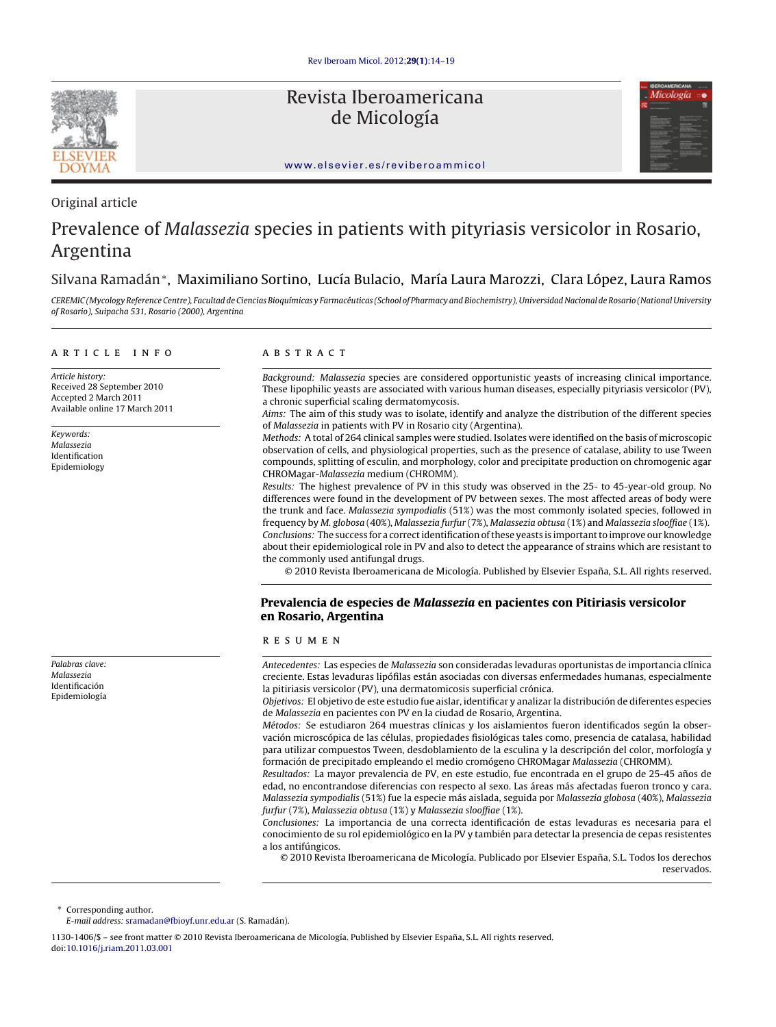Original article

# Prevalence of *Malassezia* species in patients with pityriasis versicolor in Rosario, Argentina

Silvana Ramadán*, Maximiliano Sortino, Lucía Bulacio, María Laura Marozzi, Clara López, Laura Ramos

*CEREMIC (Mycology Reference Centre), Facultad de Ciencias Bioquímicas y Farmacéuticas (School of Pharmacy and Biochemistry), Universidad Nacional de Rosario (National University of Rosario), Suipacha 531, Rosario (2000), Argentina*

## ARTICLE INFO

*Article history:*
Received 28 September 2010
Accepted 2 March 2011
Available online 17 March 2011

*Keywords:*
*Malassezia*
Identification
Epidemiology

## ABSTRACT

*Background:* *Malassezia* species are considered opportunistic yeasts of increasing clinical importance. These lipophilic yeasts are associated with various human diseases, especially pityriasis versicolor (PV), a chronic superficial scaling dermatomycosis.

*Aims:* The aim of this study was to isolate, identify and analyze the distribution of the different species of *Malassezia* in patients with PV in Rosario city (Argentina).

*Methods:* A total of 264 clinical samples were studied. Isolates were identified on the basis of microscopic observation of cells, and physiological properties, such as the presence of catalase, ability to use Tween compounds, splitting of esculin, and morphology, color and precipitate production on chromogenic agar CHROMagar-*Malassezia* medium (CHROMM).

*Results:* The highest prevalence of PV in this study was observed in the 25- to 45-year-old group. No differences were found in the development of PV between sexes. The most affected areas of body were the trunk and face. *Malassezia sympodialis* (51%) was the most commonly isolated species, followed in frequency by *M. globosa* (40%), *Malassezia furfur* (7%), *Malassezia obtusa* (1%) and *Malassezia slooffiae* (1%).

*Conclusions:* The success for a correct identification of these yeasts is important to improve our knowledge about their epidemiological role in PV and also to detect the appearance of strains which are resistant to the commonly used antifungal drugs.

© 2010 Revista Iberoamericana de Micología. Published by Elsevier España, S.L. All rights reserved.

## Prevalencia de especies de *Malassezia* en pacientes con Pitiriasis versicolor en Rosario, Argentina

*Palabras clave:*
*Malassezia*
Identificación
Epidemiología

### RESUMEN

*Antecedentes:* Las especies de *Malassezia* son consideradas levaduras oportunistas de importancia clínica creciente. Estas levaduras lipófilas están asociadas con diversas enfermedades humanas, especialmente la pitiriasis versicolor (PV), una dermatomicosis superficial crónica.

*Objetivos:* El objetivo de este estudio fue aislar, identificar y analizar la distribución de diferentes especies de *Malassezia* en pacientes con PV en la ciudad de Rosario, Argentina.

*Métodos:* Se estudiaron 264 muestras clínicas y los aislamientos fueron identificados según la observación microscópica de las células, propiedades fisiológicas tales como, presencia de catalasa, habilidad para utilizar compuestos Tween, desdoblamiento de la esculina y la descripción del color, morfología y formación de precipitado empleando el medio cromógeno CHROMagar *Malassezia* (CHROMM).

*Resultados:* La mayor prevalencia de PV, en este estudio, fue encontrada en el grupo de 25-45 años de edad, no encontrandose diferencias con respecto al sexo. Las áreas más afectadas fueron tronco y cara. *Malassezia sympodialis* (51%) fue la especie más aislada, seguida por *Malassezia globosa* (40%), *Malassezia furfur* (7%), *Malassezia obtusa* (1%) y *Malassezia slooffiae* (1%).

*Conclusiones:* La importancia de una correcta identificación de estas levaduras es necesaria para el conocimiento de su rol epidemiológico en la PV y también para detectar la presencia de cepas resistentes a los antifúngicos.

© 2010 Revista Iberoamericana de Micología. Publicado por Elsevier España, S.L. Todos los derechos reservados.

---

* Corresponding author.
*E-mail address:* sramadan@fbioyf.unr.edu.ar (S. Ramadán).

1130-1406/$ – see front matter © 2010 Revista Iberoamericana de Micología. Published by Elsevier España, S.L. All rights reserved.
doi:10.1016/j.riam.2011.03.001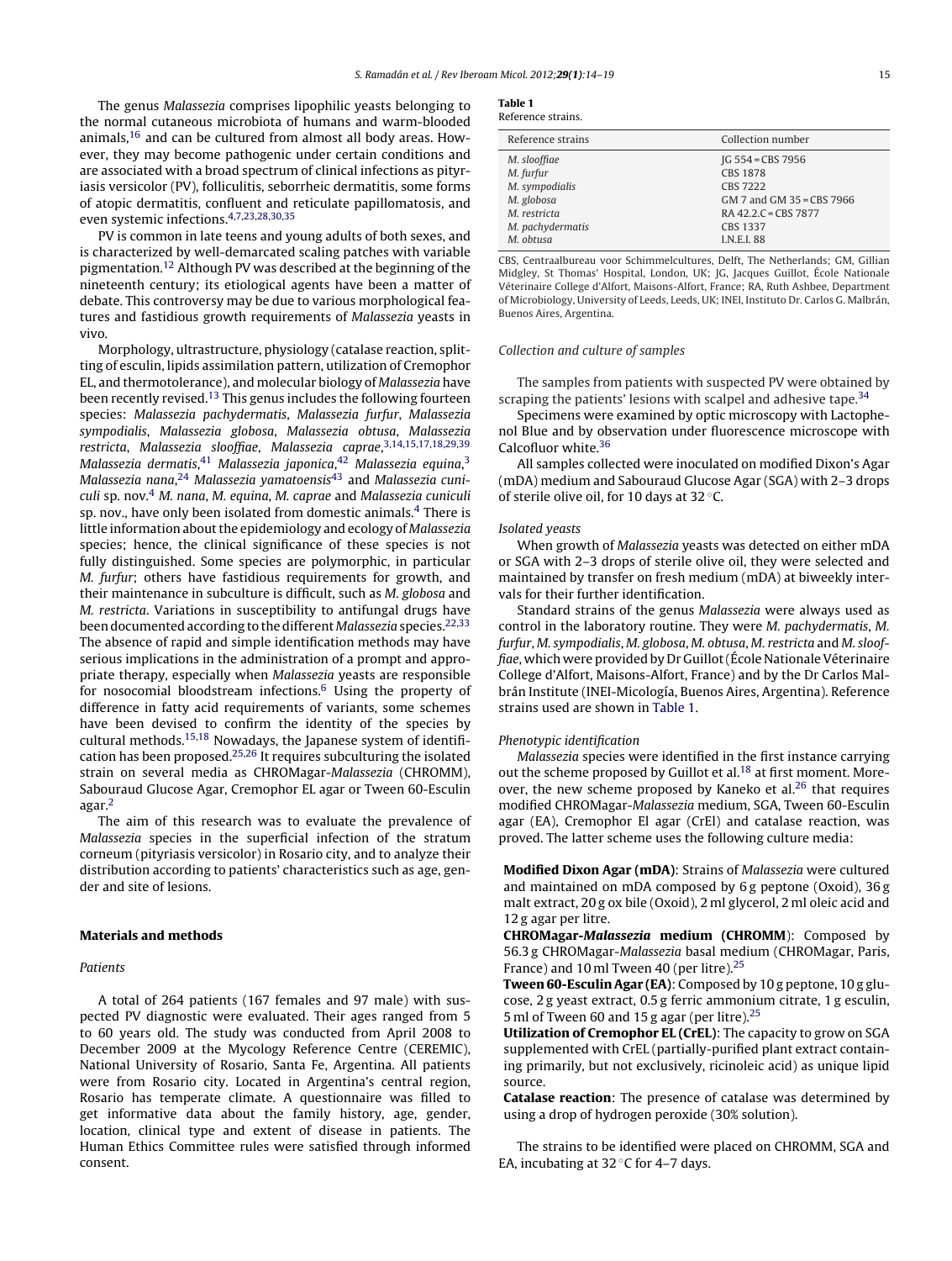The genus *Malassezia* comprises lipophilic yeasts belonging to the normal cutaneous microbiota of humans and warm-blooded animals,[16] and can be cultured from almost all body areas. However, they may become pathogenic under certain conditions and are associated with a broad spectrum of clinical infections as pityriasis versicolor (PV), folliculitis, seborrheic dermatitis, some forms of atopic dermatitis, confluent and reticulate papillomatosis, and even systemic infections.[4,7,23,28,30,35]

PV is common in late teens and young adults of both sexes, and is characterized by well-demarcated scaling patches with variable pigmentation.[12] Although PV was described at the beginning of the nineteenth century; its etiological agents have been a matter of debate. This controversy may be due to various morphological features and fastidious growth requirements of *Malassezia* yeasts in vivo.

Morphology, ultrastructure, physiology (catalase reaction, splitting of esculin, lipids assimilation pattern, utilization of Cremophor EL, and thermotolerance), and molecular biology of *Malassezia* have been recently revised.[13] This genus includes the following fourteen species: *Malassezia pachydermatis*, *Malassezia furfur*, *Malassezia sympodialis*, *Malassezia globosa*, *Malassezia obtusa*, *Malassezia restricta*, *Malassezia slooffiae*, *Malassezia caprae*,[3,14,15,17,18,29,39] *Malassezia dermatis*,[41] *Malassezia japonica*,[42] *Malassezia equina*,[3] *Malassezia nana*,[24] *Malassezia yamatoensis*[43] and *Malassezia cuniculi* sp. nov.[4] *M. nana*, *M. equina*, *M. caprae* and *Malassezia cuniculi* sp. nov., have only been isolated from domestic animals.[4] There is little information about the epidemiology and ecology of *Malassezia* species; hence, the clinical significance of these species is not fully distinguished. Some species are polymorphic, in particular *M. furfur*; others have fastidious requirements for growth, and their maintenance in subculture is difficult, such as *M. globosa* and *M. restricta*. Variations in susceptibility to antifungal drugs have been documented according to the different *Malassezia* species.[22,33] The absence of rapid and simple identification methods may have serious implications in the administration of a prompt and appropriate therapy, especially when *Malassezia* yeasts are responsible for nosocomial bloodstream infections.[6] Using the property of difference in fatty acid requirements of variants, some schemes have been devised to confirm the identity of the species by cultural methods.[15,18] Nowadays, the Japanese system of identification has been proposed.[25,26] It requires subculturing the isolated strain on several media as CHROMagar-*Malassezia* (CHROMM), Sabouraud Glucose Agar, Cremophor EL agar or Tween 60-Esculin agar.[2]

The aim of this research was to evaluate the prevalence of *Malassezia* species in the superficial infection of the stratum corneum (pityriasis versicolor) in Rosario city, and to analyze their distribution according to patients' characteristics such as age, gender and site of lesions.

## Materials and methods

### Patients

A total of 264 patients (167 females and 97 male) with suspected PV diagnostic were evaluated. Their ages ranged from 5 to 60 years old. The study was conducted from April 2008 to December 2009 at the Mycology Reference Centre (CEREMIC), National University of Rosario, Santa Fe, Argentina. All patients were from Rosario city. Located in Argentina's central region, Rosario has temperate climate. A questionnaire was filled to get informative data about the family history, age, gender, location, clinical type and extent of disease in patients. The Human Ethics Committee rules were satisfied through informed consent.

**Table 1**
Reference strains.

| Reference strains | Collection number |
|---|---|
| *M. slooffiae* | JG 554 = CBS 7956 |
| *M. furfur* | CBS 1878 |
| *M. sympodialis* | CBS 7222 |
| *M. globosa* | GM 7 and GM 35 = CBS 7966 |
| *M. restricta* | RA 42.2.C = CBS 7877 |
| *M. pachydermatis* | CBS 1337 |
| *M. obtusa* | I.N.E.I. 88 |

CBS, Centraalbureau voor Schimmelcultures, Delft, The Netherlands; GM, Gillian Midgley, St Thomas' Hospital, London, UK; JG, Jacques Guillot, École Nationale Véterinaire College d'Alfort, Maisons-Alfort, France; RA, Ruth Ashbee, Department of Microbiology, University of Leeds, Leeds, UK; INEI, Instituto Dr. Carlos G. Malbrán, Buenos Aires, Argentina.

### Collection and culture of samples

The samples from patients with suspected PV were obtained by scraping the patients' lesions with scalpel and adhesive tape.[34]

Specimens were examined by optic microscopy with Lactophenol Blue and by observation under fluorescence microscope with Calcofluor white.[36]

All samples collected were inoculated on modified Dixon's Agar (mDA) medium and Sabouraud Glucose Agar (SGA) with 2–3 drops of sterile olive oil, for 10 days at 32 °C.

### Isolated yeasts

When growth of *Malassezia* yeasts was detected on either mDA or SGA with 2–3 drops of sterile olive oil, they were selected and maintained by transfer on fresh medium (mDA) at biweekly intervals for their further identification.

Standard strains of the genus *Malassezia* were always used as control in the laboratory routine. They were *M. pachydermatis*, *M. furfur*, *M. sympodialis*, *M. globosa*, *M. obtusa*, *M. restricta* and *M. slooffiae*, which were provided by Dr Guillot (École Nationale Véterinaire College d'Alfort, Maisons-Alfort, France) and by the Dr Carlos Malbrán Institute (INEI-Micología, Buenos Aires, Argentina). Reference strains used are shown in Table 1.

### Phenotypic identification

*Malassezia* species were identified in the first instance carrying out the scheme proposed by Guillot et al.[18] at first moment. Moreover, the new scheme proposed by Kaneko et al.[26] that requires modified CHROMagar-*Malassezia* medium, SGA, Tween 60-Esculin agar (EA), Cremophor El agar (CrEl) and catalase reaction, was proved. The latter scheme uses the following culture media:

**Modified Dixon Agar (mDA)**: Strains of *Malassezia* were cultured and maintained on mDA composed by 6 g peptone (Oxoid), 36 g malt extract, 20 g ox bile (Oxoid), 2 ml glycerol, 2 ml oleic acid and 12 g agar per litre.

**CHROMagar-*Malassezia* medium (CHROMM)**: Composed by 56.3 g CHROMagar-*Malassezia* basal medium (CHROMagar, Paris, France) and 10 ml Tween 40 (per litre).[25]

**Tween 60-Esculin Agar (EA)**: Composed by 10 g peptone, 10 g glucose, 2 g yeast extract, 0.5 g ferric ammonium citrate, 1 g esculin, 5 ml of Tween 60 and 15 g agar (per litre).[25]

**Utilization of Cremophor EL (CrEL)**: The capacity to grow on SGA supplemented with CrEL (partially-purified plant extract containing primarily, but not exclusively, ricinoleic acid) as unique lipid source.

**Catalase reaction**: The presence of catalase was determined by using a drop of hydrogen peroxide (30% solution).

The strains to be identified were placed on CHROMM, SGA and EA, incubating at 32 °C for 4–7 days.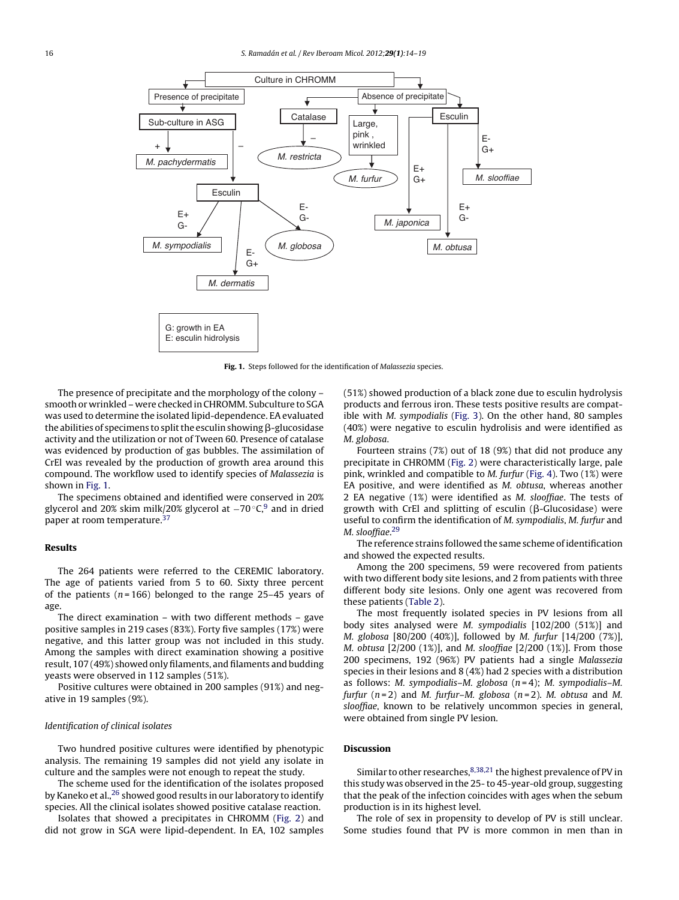G: growth in EA
E: esculin hidrolysis

**Fig. 1.** Steps followed for the identification of *Malassezia* species.

The presence of precipitate and the morphology of the colony – smooth or wrinkled – were checked in CHROMM. Subculture to SGA was used to determine the isolated lipid-dependence. EA evaluated the abilities of specimens to split the esculin showing β-glucosidase activity and the utilization or not of Tween 60. Presence of catalase was evidenced by production of gas bubbles. The assimilation of CrEl was revealed by the production of growth area around this compound. The workflow used to identify species of *Malassezia* is shown in Fig. 1.

The specimens obtained and identified were conserved in 20% glycerol and 20% skim milk/20% glycerol at −70 °C,[9] and in dried paper at room temperature.[37]

## Results

The 264 patients were referred to the CEREMIC laboratory. The age of patients varied from 5 to 60. Sixty three percent of the patients ($n$ = 166) belonged to the range 25–45 years of age.

The direct examination – with two different methods – gave positive samples in 219 cases (83%). Forty five samples (17%) were negative, and this latter group was not included in this study. Among the samples with direct examination showing a positive result, 107 (49%) showed only filaments, and filaments and budding yeasts were observed in 112 samples (51%).

Positive cultures were obtained in 200 samples (91%) and negative in 19 samples (9%).

### *Identification of clinical isolates*

Two hundred positive cultures were identified by phenotypic analysis. The remaining 19 samples did not yield any isolate in culture and the samples were not enough to repeat the study.

The scheme used for the identification of the isolates proposed by Kaneko et al.,[26] showed good results in our laboratory to identify species. All the clinical isolates showed positive catalase reaction.

Isolates that showed a precipitates in CHROMM (Fig. 2) and did not grow in SGA were lipid-dependent. In EA, 102 samples (51%) showed production of a black zone due to esculin hydrolysis products and ferrous iron. These tests positive results are compatible with *M. sympodialis* (Fig. 3). On the other hand, 80 samples (40%) were negative to esculin hydrolisis and were identified as *M. globosa*.

Fourteen strains (7%) out of 18 (9%) that did not produce any precipitate in CHROMM (Fig. 2) were characteristically large, pale pink, wrinkled and compatible to *M. furfur* (Fig. 4). Two (1%) were EA positive, and were identified as *M. obtusa*, whereas another 2 EA negative (1%) were identified as *M. slooffiae*. The tests of growth with CrEl and splitting of esculin (β-Glucosidase) were useful to confirm the identification of *M. sympodialis*, *M. furfur* and *M. slooffiae*.[29]

The reference strains followed the same scheme of identification and showed the expected results.

Among the 200 specimens, 59 were recovered from patients with two different body site lesions, and 2 from patients with three different body site lesions. Only one agent was recovered from these patients (Table 2).

The most frequently isolated species in PV lesions from all body sites analysed were *M. sympodialis* [102/200 (51%)] and *M. globosa* [80/200 (40%)], followed by *M. furfur* [14/200 (7%)], *M. obtusa* [2/200 (1%)], and *M. slooffiae* [2/200 (1%)]. From those 200 specimens, 192 (96%) PV patients had a single *Malassezia* species in their lesions and 8 (4%) had 2 species with a distribution as follows: *M. sympodialis*–*M. globosa* ($n$ = 4); *M. sympodialis*–*M. furfur* ($n$ = 2) and *M. furfur*–*M. globosa* ($n$ = 2). *M. obtusa* and *M. slooffiae*, known to be relatively uncommon species in general, were obtained from single PV lesion.

## Discussion

Similar to other researches,[8,38,21] the highest prevalence of PV in this study was observed in the 25- to 45-year-old group, suggesting that the peak of the infection coincides with ages when the sebum production is in its highest level.

The role of sex in propensity to develop of PV is still unclear. Some studies found that PV is more common in men than in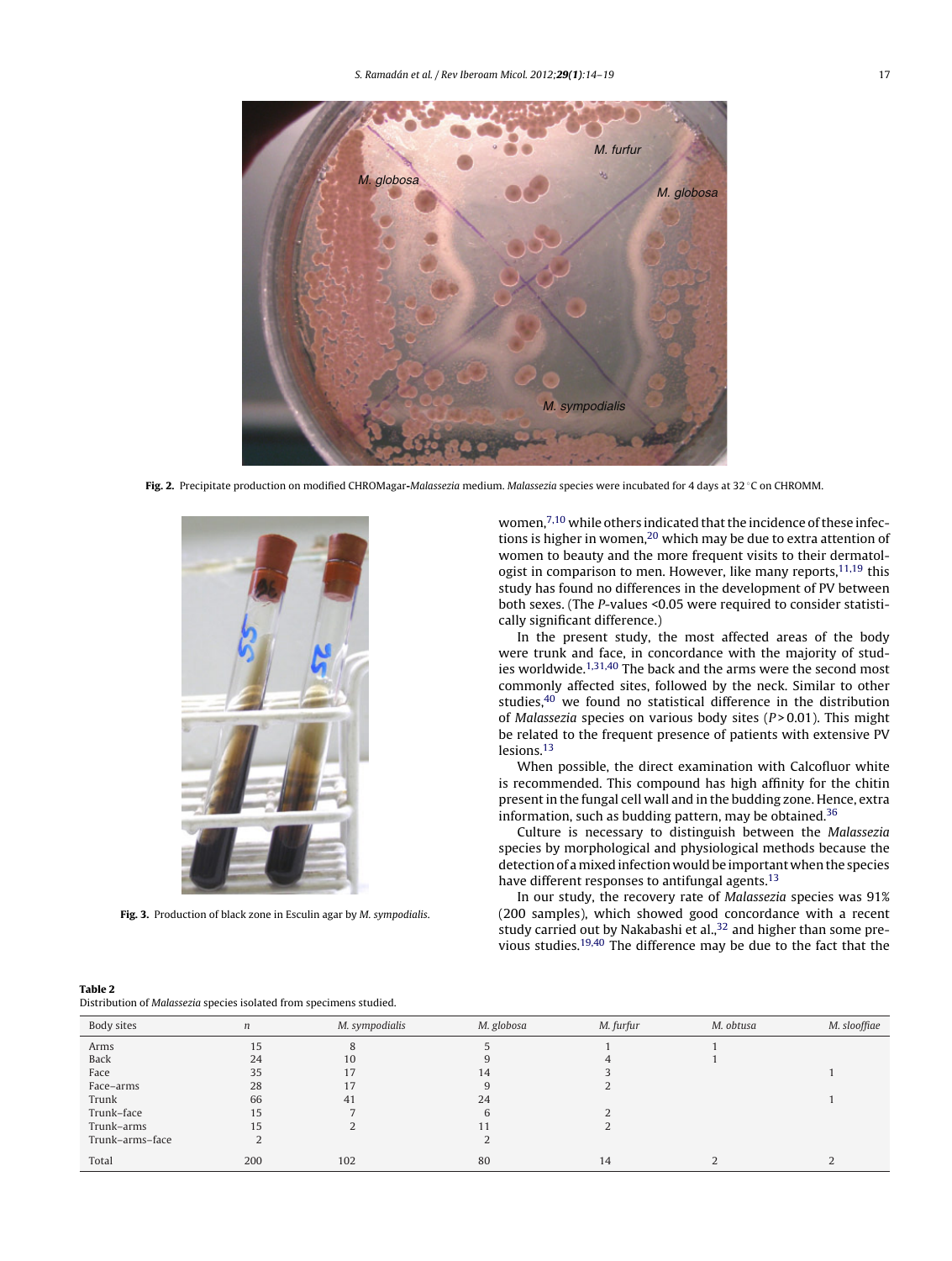Fig. 2. Precipitate production on modified CHROMagar-*Malassezia* medium. *Malassezia* species were incubated for 4 days at 32 °C on CHROMM.

Fig. 3. Production of black zone in Esculin agar by *M. sympodialis*.

women,[7,10] while others indicated that the incidence of these infections is higher in women,[20] which may be due to extra attention of women to beauty and the more frequent visits to their dermatologist in comparison to men. However, like many reports,[11,19] this study has found no differences in the development of PV between both sexes. (The *P*-values <0.05 were required to consider statistically significant difference.)

In the present study, the most affected areas of the body were trunk and face, in concordance with the majority of studies worldwide.[1,31,40] The back and the arms were the second most commonly affected sites, followed by the neck. Similar to other studies,[40] we found no statistical difference in the distribution of *Malassezia* species on various body sites ($P > 0.01$). This might be related to the frequent presence of patients with extensive PV lesions.[13]

When possible, the direct examination with Calcofluor white is recommended. This compound has high affinity for the chitin present in the fungal cell wall and in the budding zone. Hence, extra information, such as budding pattern, may be obtained.[36]

Culture is necessary to distinguish between the *Malassezia* species by morphological and physiological methods because the detection of a mixed infection would be important when the species have different responses to antifungal agents.[13]

In our study, the recovery rate of *Malassezia* species was 91% (200 samples), which showed good concordance with a recent study carried out by Nakabashi et al.,[32] and higher than some previous studies.[19,40] The difference may be due to the fact that the

**Table 2**
Distribution of *Malassezia* species isolated from specimens studied.

| Body sites | *n* | *M. sympodialis* | *M. globosa* | *M. furfur* | *M. obtusa* | *M. slooffiae* |
|---|---|---|---|---|---|---|
| Arms | 15 | 8 | 5 | 1 | 1 | |
| Back | 24 | 10 | 9 | 4 | 1 | |
| Face | 35 | 17 | 14 | 3 | | 1 |
| Face–arms | 28 | 17 | 9 | 2 | | |
| Trunk | 66 | 41 | 24 | | | 1 |
| Trunk–face | 15 | 7 | 6 | 2 | | |
| Trunk–arms | 15 | 2 | 11 | 2 | | |
| Trunk–arms–face | 2 | | 2 | | | |
| Total | 200 | 102 | 80 | 14 | 2 | 2 |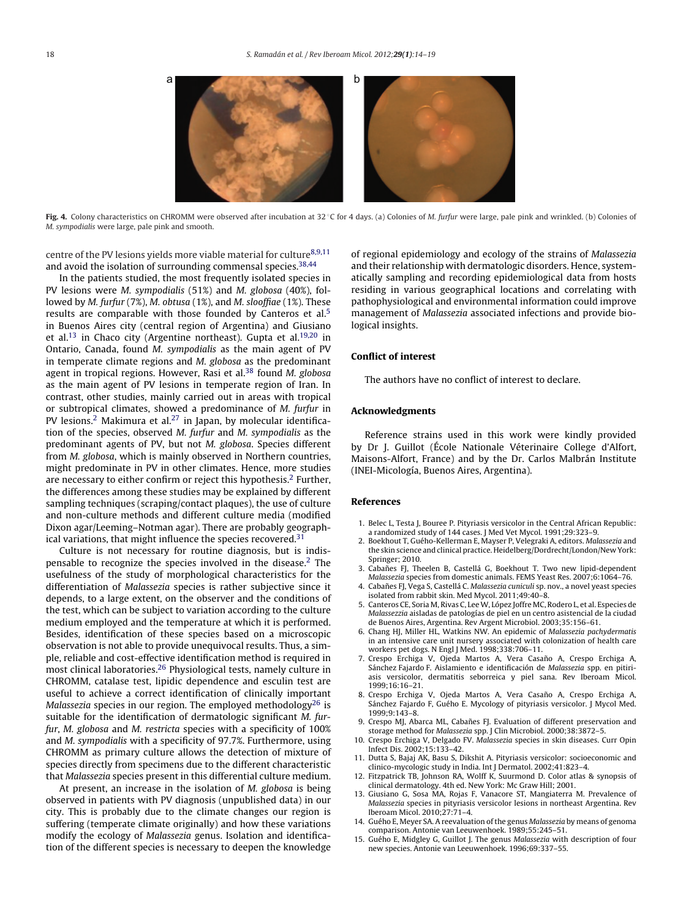Fig. 4. Colony characteristics on CHROMM were observed after incubation at 32 °C for 4 days. (a) Colonies of *M. furfur* were large, pale pink and wrinkled. (b) Colonies of *M. sympodialis* were large, pale pink and smooth.

centre of the PV lesions yields more viable material for culture[8,9,11] and avoid the isolation of surrounding commensal species.[38,44]

In the patients studied, the most frequently isolated species in PV lesions were *M. sympodialis* (51%) and *M. globosa* (40%), followed by *M. furfur* (7%), *M. obtusa* (1%), and *M. slooffiae* (1%). These results are comparable with those founded by Canteros et al.[5] in Buenos Aires city (central region of Argentina) and Giusiano et al.[13] in Chaco city (Argentine northeast). Gupta et al.[19,20] in Ontario, Canada, found *M. sympodialis* as the main agent of PV in temperate climate regions and *M. globosa* as the predominant agent in tropical regions. However, Rasi et al.[38] found *M. globosa* as the main agent of PV lesions in temperate region of Iran. In contrast, other studies, mainly carried out in areas with tropical or subtropical climates, showed a predominance of *M. furfur* in PV lesions.[2] Makimura et al.[27] in Japan, by molecular identification of the species, observed *M. furfur* and *M. sympodialis* as the predominant agents of PV, but not *M. globosa*. Species different from *M. globosa*, which is mainly observed in Northern countries, might predominate in PV in other climates. Hence, more studies are necessary to either confirm or reject this hypothesis.[2] Further, the differences among these studies may be explained by different sampling techniques (scraping/contact plaques), the use of culture and non-culture methods and different culture media (modified Dixon agar/Leeming–Notman agar). There are probably geographical variations, that might influence the species recovered.[31]

Culture is not necessary for routine diagnosis, but is indispensable to recognize the species involved in the disease.[2] The usefulness of the study of morphological characteristics for the differentiation of *Malassezia* species is rather subjective since it depends, to a large extent, on the observer and the conditions of the test, which can be subject to variation according to the culture medium employed and the temperature at which it is performed. Besides, identification of these species based on a microscopic observation is not able to provide unequivocal results. Thus, a simple, reliable and cost-effective identification method is required in most clinical laboratories.[26] Physiological tests, namely culture in CHROMM, catalase test, lipidic dependence and esculin test are useful to achieve a correct identification of clinically important *Malassezia* species in our region. The employed methodology[26] is suitable for the identification of dermatologic significant *M. furfur*, *M. globosa* and *M. restricta* species with a specificity of 100% and *M. sympodialis* with a specificity of 97.7%. Furthermore, using CHROMM as primary culture allows the detection of mixture of species directly from specimens due to the different characteristic that *Malassezia* species present in this differential culture medium.

At present, an increase in the isolation of *M. globosa* is being observed in patients with PV diagnosis (unpublished data) in our city. This is probably due to the climate changes our region is suffering (temperate climate originally) and how these variations modify the ecology of *Malassezia* genus. Isolation and identification of the different species is necessary to deepen the knowledge of regional epidemiology and ecology of the strains of *Malassezia* and their relationship with dermatologic disorders. Hence, systematically sampling and recording epidemiological data from hosts residing in various geographical locations and correlating with pathophysiological and environmental information could improve management of *Malassezia* associated infections and provide biological insights.

## Conflict of interest

The authors have no conflict of interest to declare.

## Acknowledgments

Reference strains used in this work were kindly provided by Dr J. Guillot (École Nationale Véterinaire College d'Alfort, Maisons-Alfort, France) and by the Dr. Carlos Malbrán Institute (INEI-Micología, Buenos Aires, Argentina).

## References

1. Belec L, Testa J, Bouree P. Pityriasis versicolor in the Central African Republic: a randomized study of 144 cases. J Med Vet Mycol. 1991;29:323–9.
2. Boekhout T, Guého-Kellerman E, Mayser P, Velegraki A, editors. *Malassezia* and the skin science and clinical practice. Heidelberg/Dordrecht/London/New York: Springer; 2010.
3. Cabañes FJ, Theelen B, Castellá G, Boekhout T. Two new lipid-dependent *Malassezia* species from domestic animals. FEMS Yeast Res. 2007;6:1064–76.
4. Cabañes FJ, Vega S, Castellá C. *Malassezia cuniculi* sp. nov., a novel yeast species isolated from rabbit skin. Med Mycol. 2011;49:40–8.
5. Canteros CE, Soria M, Rivas C, Lee W, López Joffre MC, Rodero L, et al. Especies de *Malassezzia* aisladas de patologías de piel en un centro asistencial de la ciudad de Buenos Aires, Argentina. Rev Argent Microbiol. 2003;35:156–61.
6. Chang HJ, Miller HL, Watkins NW. An epidemic of *Malassezia pachydermatis* in an intensive care unit nursery associated with colonization of health care workers pet dogs. N Engl J Med. 1998;338:706–11.
7. Crespo Erchiga V, Ojeda Martos A, Vera Casaño A, Crespo Erchiga A, Sánchez Fajardo F. Aislamiento e identificación de *Malassezia* spp. en pitiriasis versicolor, dermatitis seborreica y piel sana. Rev Iberoam Micol. 1999;16:16–21.
8. Crespo Erchiga V, Ojeda Martos A, Vera Casaño A, Crespo Erchiga A, Sánchez Fajardo F, Guého E. Mycology of pityriasis versicolor. J Mycol Med. 1999;9:143–8.
9. Crespo MJ, Abarca ML, Cabañes FJ. Evaluation of different preservation and storage method for *Malassezia* spp. J Clin Microbiol. 2000;38:3872–5.
10. Crespo Erchiga V, Delgado FV. *Malassezia* species in skin diseases. Curr Opin Infect Dis. 2002;15:133–42.
11. Dutta S, Bajaj AK, Basu S, Dikshit A. Pityriasis versicolor: socioeconomic and clinico-mycologic study in India. Int J Dermatol. 2002;41:823–4.
12. Fitzpatrick TB, Johnson RA, Wolff K, Suurmond D. Color atlas & synopsis of clinical dermatology. 4th ed. New York: Mc Graw Hill; 2001.
13. Giusiano G, Sosa MA, Rojas F, Vanacore ST, Mangiaterra M. Prevalence of *Malassezia* species in pityriasis versicolor lesions in northeast Argentina. Rev Iberoam Micol. 2010;27:71–4.
14. Guého E, Meyer SA. A reevaluation of the genus *Malassezia* by means of genoma comparison. Antonie van Leeuwenhoek. 1989;55:245–51.
15. Guého E, Midgley G, Guillot J. The genus *Malassezia* with description of four new species. Antonie van Leeuwenhoek. 1996;69:337–55.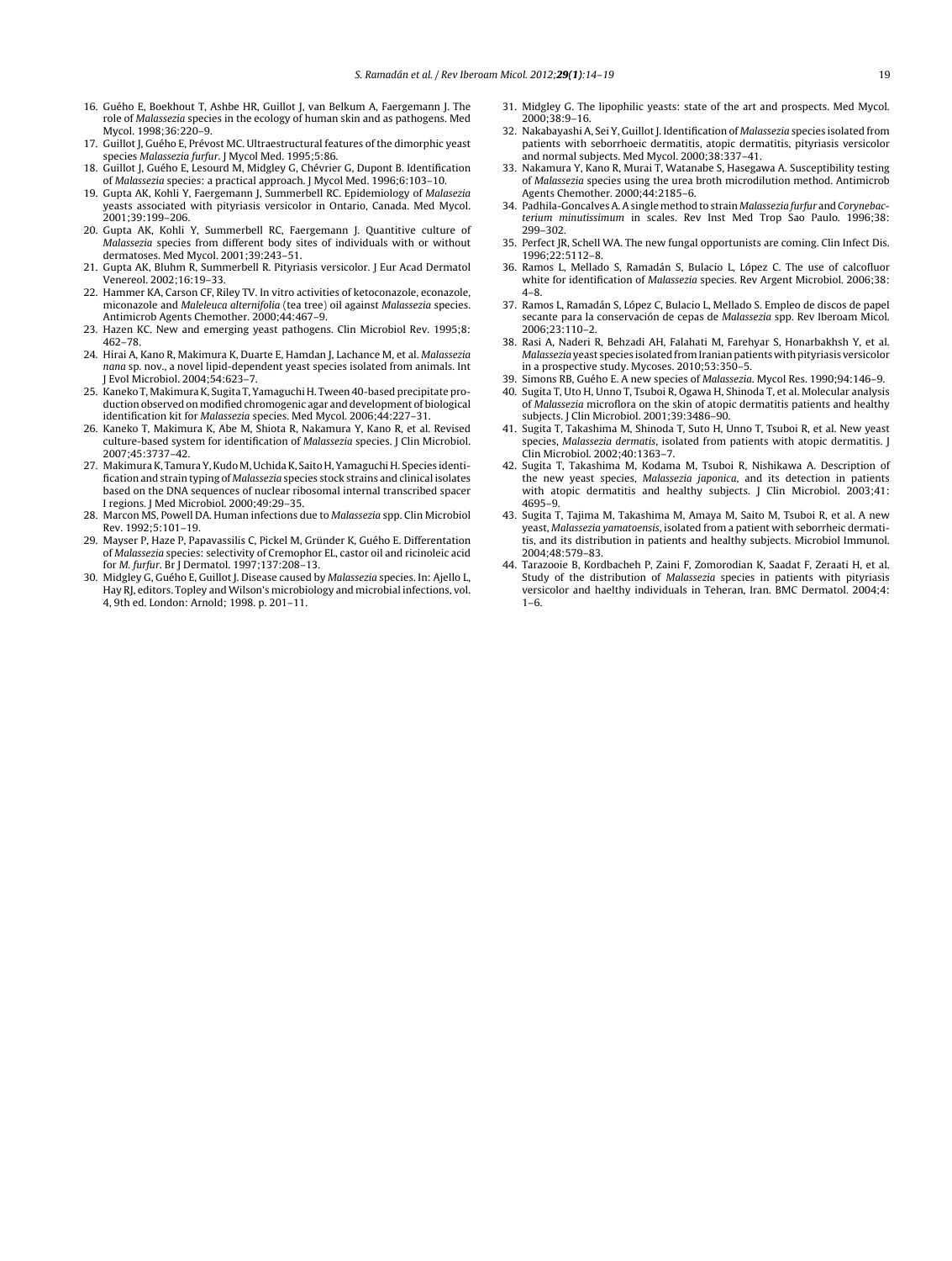16. Guého E, Boekhout T, Ashbe HR, Guillot J, van Belkum A, Faergemann J. The role of *Malassezia* species in the ecology of human skin and as pathogens. Med Mycol. 1998;36:220–9.
17. Guillot J, Guého E, Prévost MC. Ultraestructural features of the dimorphic yeast species *Malassezia furfur*. J Mycol Med. 1995;5:86.
18. Guillot J, Guého E, Lesourd M, Midgley G, Chévrier G, Dupont B. Identification of *Malassezia* species: a practical approach. J Mycol Med. 1996;6:103–10.
19. Gupta AK, Kohli Y, Faergemann J, Summerbell RC. Epidemiology of *Malasezia* yeasts associated with pityriasis versicolor in Ontario, Canada. Med Mycol. 2001;39:199–206.
20. Gupta AK, Kohli Y, Summerbell RC, Faergemann J. Quantitive culture of *Malassezia* species from different body sites of individuals with or without dermatoses. Med Mycol. 2001;39:243–51.
21. Gupta AK, Bluhm R, Summerbell R. Pityriasis versicolor. J Eur Acad Dermatol Venereol. 2002;16:19–33.
22. Hammer KA, Carson CF, Riley TV. In vitro activities of ketoconazole, econazole, miconazole and *Maleleuca alternifolia* (tea tree) oil against *Malassezia* species. Antimicrob Agents Chemother. 2000;44:467–9.
23. Hazen KC. New and emerging yeast pathogens. Clin Microbiol Rev. 1995;8: 462–78.
24. Hirai A, Kano R, Makimura K, Duarte E, Hamdan J, Lachance M, et al. *Malassezia nana* sp. nov., a novel lipid-dependent yeast species isolated from animals. Int J Evol Microbiol. 2004;54:623–7.
25. Kaneko T, Makimura K, Sugita T, Yamaguchi H. Tween 40-based precipitate production observed on modified chromogenic agar and development of biological identification kit for *Malassezia* species. Med Mycol. 2006;44:227–31.
26. Kaneko T, Makimura K, Abe M, Shiota R, Nakamura Y, Kano R, et al. Revised culture-based system for identification of *Malassezia* species. J Clin Microbiol. 2007;45:3737–42.
27. Makimura K, Tamura Y, Kudo M, Uchida K, Saito H, Yamaguchi H. Species identification and strain typing of *Malassezia* species stock strains and clinical isolates based on the DNA sequences of nuclear ribosomal internal transcribed spacer I regions. J Med Microbiol. 2000;49:29–35.
28. Marcon MS, Powell DA. Human infections due to *Malassezia* spp. Clin Microbiol Rev. 1992;5:101–19.
29. Mayser P, Haze P, Papavassilis C, Pickel M, Gründer K, Guého E. Differentation of *Malassezia* species: selectivity of Cremophor EL, castor oil and ricinoleic acid for *M. furfur*. Br J Dermatol. 1997;137:208–13.
30. Midgley G, Guého E, Guillot J. Disease caused by *Malassezia* species. In: Ajello L, Hay RJ, editors. Topley and Wilson's microbiology and microbial infections, vol. 4, 9th ed. London: Arnold; 1998. p. 201–11.
31. Midgley G. The lipophilic yeasts: state of the art and prospects. Med Mycol. 2000;38:9–16.
32. Nakabayashi A, Sei Y, Guillot J. Identification of *Malassezia* species isolated from patients with seborrhoeic dermatitis, atopic dermatitis, pityriasis versicolor and normal subjects. Med Mycol. 2000;38:337–41.
33. Nakamura Y, Kano R, Murai T, Watanabe S, Hasegawa A. Susceptibility testing of *Malassezia* species using the urea broth microdilution method. Antimicrob Agents Chemother. 2000;44:2185–6.
34. Padhila-Goncalves A. A single method to strain *Malassezia furfur* and *Corynebacterium minutissimum* in scales. Rev Inst Med Trop Sao Paulo. 1996;38: 299–302.
35. Perfect JR, Schell WA. The new fungal opportunists are coming. Clin Infect Dis. 1996;22:5112–8.
36. Ramos L, Mellado S, Ramadán S, Bulacio L, López C. The use of calcofluor white for identification of *Malassezia* species. Rev Argent Microbiol. 2006;38: 4–8.
37. Ramos L, Ramadán S, López C, Bulacio L, Mellado S. Empleo de discos de papel secante para la conservación de cepas de *Malassezia* spp. Rev Iberoam Micol. 2006;23:110–2.
38. Rasi A, Naderi R, Behzadi AH, Falahati M, Farehyar S, Honarbakhsh Y, et al. *Malassezia* yeast species isolated from Iranian patients with pityriasis versicolor in a prospective study. Mycoses. 2010;53:350–5.
39. Simons RB, Guého E. A new species of *Malassezia*. Mycol Res. 1990;94:146–9.
40. Sugita T, Uto H, Unno T, Tsuboi R, Ogawa H, Shinoda T, et al. Molecular analysis of *Malassezia* microflora on the skin of atopic dermatitis patients and healthy subjects. J Clin Microbiol. 2001;39:3486–90.
41. Sugita T, Takashima M, Shinoda T, Suto H, Unno T, Tsuboi R, et al. New yeast species, *Malassezia dermatis*, isolated from patients with atopic dermatitis. J Clin Microbiol. 2002;40:1363–7.
42. Sugita T, Takashima M, Kodama M, Tsuboi R, Nishikawa A. Description of the new yeast species, *Malassezia japonica*, and its detection in patients with atopic dermatitis and healthy subjects. J Clin Microbiol. 2003;41: 4695–9.
43. Sugita T, Tajima M, Takashima M, Amaya M, Saito M, Tsuboi R, et al. A new yeast, *Malassezia yamatoensis*, isolated from a patient with seborrheic dermatitis, and its distribution in patients and healthy subjects. Microbiol Immunol. 2004;48:579–83.
44. Tarazooie B, Kordbacheh P, Zaini F, Zomorodian K, Saadat F, Zeraati H, et al. Study of the distribution of *Malassezia* species in patients with pityriasis versicolor and haelthy individuals in Teheran, Iran. BMC Dermatol. 2004;4: 1–6.